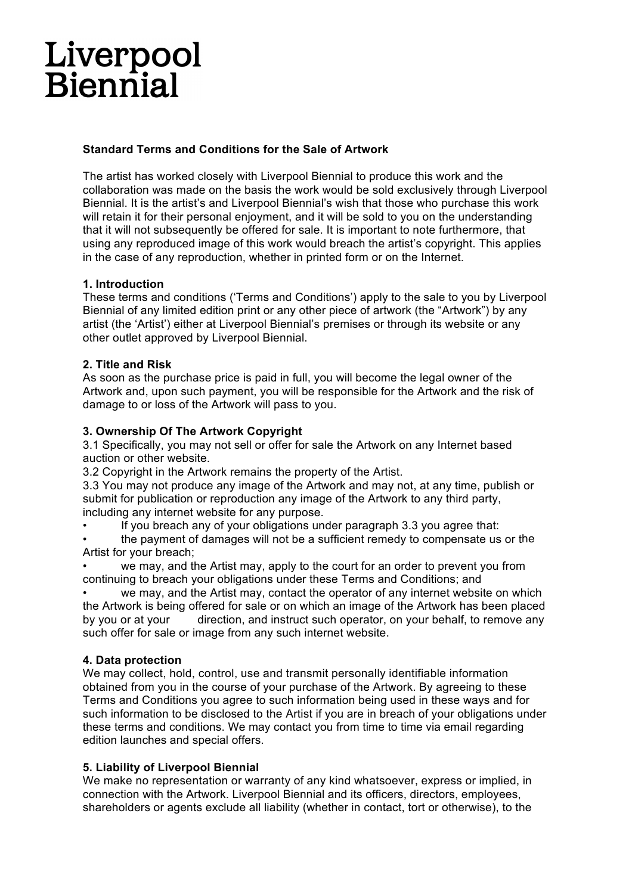# Liverpool Biennial

**Standard Terms and Conditions for the Sale of Artwork**

The artist has worked closely with Liverpool Biennial to produce this work and the collaboration was made on the basis the work would be sold exclusively through Liverpool Biennial. It is the artist's and Liverpool Biennial's wish that those who purchase this work will retain it for their personal enjoyment, and it will be sold to you on the understanding that it will not subsequently be offered for sale. It is important to note furthermore, that using any reproduced image of this work would breach the artist's copyright. This applies in the case of any reproduction, whether in printed form or on the Internet.

**1. Introduction**

These terms and conditions ('Terms and Conditions') apply to the sale to you by Liverpool Biennial of any limited edition print or any other piece of artwork (the "Artwork") by any artist (the 'Artist') either at Liverpool Biennial's premises or through its website or any other outlet approved by Liverpool Biennial.

**2. Title and Risk**

As soon as the purchase price is paid in full, you will become the legal owner of the Artwork and, upon such payment, you will be responsible for the Artwork and the risk of damage to or loss of the Artwork will pass to you.

**3. Ownership Of The Artwork Copyright**

3.1 Specifically, you may not sell or offer for sale the Artwork on any Internet based auction or other website.

3.2 Copyright in the Artwork remains the property of the Artist.

3.3 You may not produce any image of the Artwork and may not, at any time, publish or submit for publication or reproduction any image of the Artwork to any third party, including any internet website for any purpose.

- If you breach any of your obligations under paragraph 3.3 you agree that:
- the payment of damages will not be a sufficient remedy to compensate us or the Artist for your breach;
- we may, and the Artist may, apply to the court for an order to prevent you from continuing to breach your obligations under these Terms and Conditions; and
- we may, and the Artist may, contact the operator of any internet website on which the Artwork is being offered for sale or on which an image of the Artwork has been placed by you or at your direction, and instruct such operator, on your behalf, to remove any such offer for sale or image from any such internet website.

**4. Data protection**

We may collect, hold, control, use and transmit personally identifiable information obtained from you in the course of your purchase of the Artwork. By agreeing to these Terms and Conditions you agree to such information being used in these ways and for such information to be disclosed to the Artist if you are in breach of your obligations under these terms and conditions. We may contact you from time to time via email regarding edition launches and special offers.

**5. Liability of Liverpool Biennial**

We make no representation or warranty of any kind whatsoever, express or implied, in connection with the Artwork. Liverpool Biennial and its officers, directors, employees, shareholders or agents exclude all liability (whether in contact, tort or otherwise), to the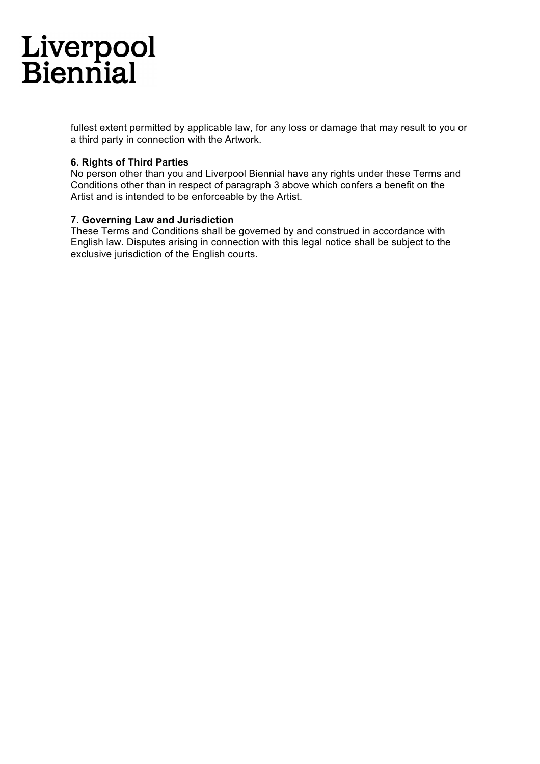fullest extent permitted by applicable law, for any loss or damage that may result to you or a third party in connection with the Artwork.

**6. Rights of Third Parties**
No person other than you and Liverpool Biennial have any rights under these Terms and Conditions other than in respect of paragraph 3 above which confers a benefit on the Artist and is intended to be enforceable by the Artist.

**7. Governing Law and Jurisdiction**
These Terms and Conditions shall be governed by and construed in accordance with English law. Disputes arising in connection with this legal notice shall be subject to the exclusive jurisdiction of the English courts.